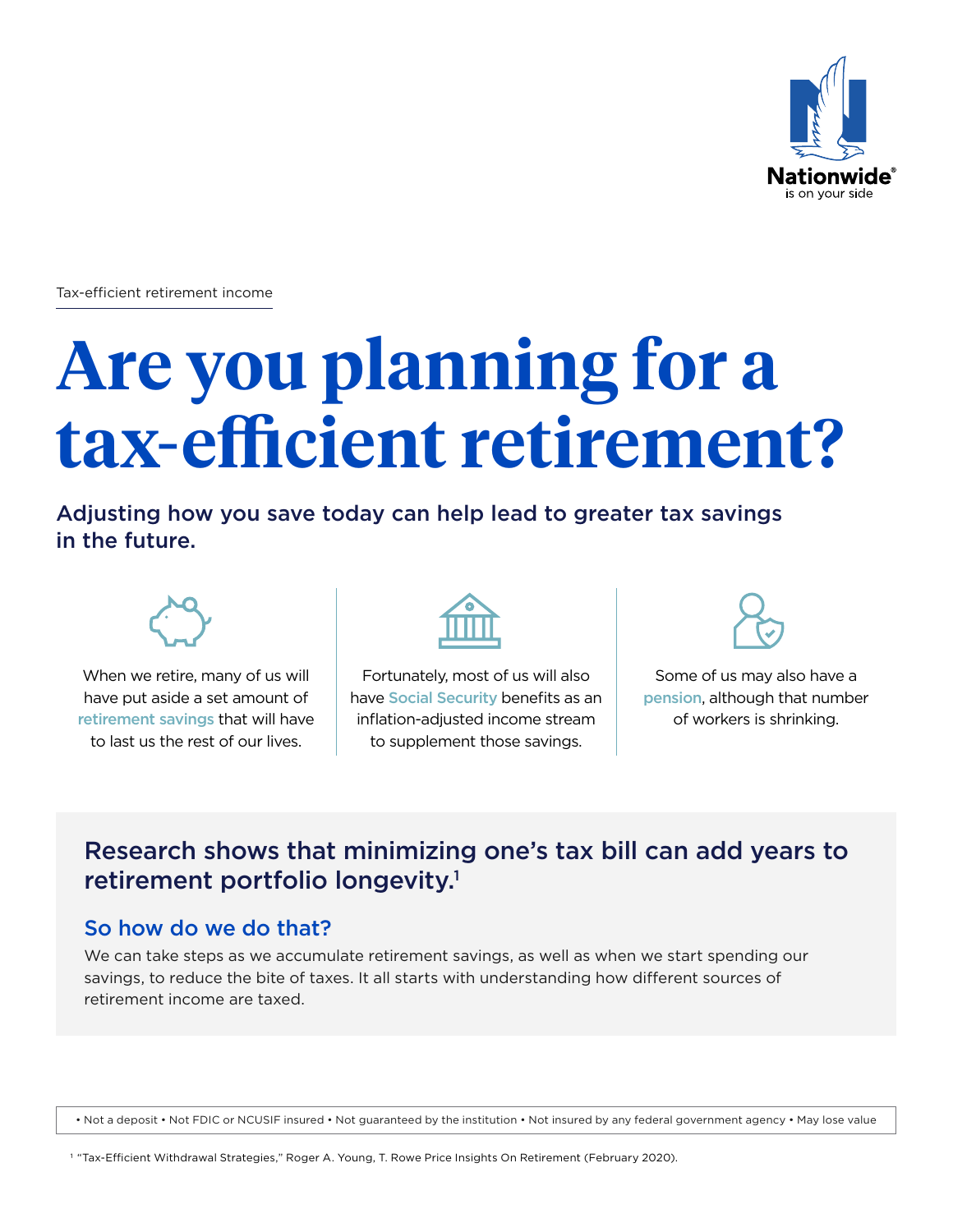Nationwide®
is on your side

Tax-efficient retirement income

# Are you planning for a tax-efficient retirement?

**Adjusting how you save today can help lead to greater tax savings in the future.**

When we retire, many of us will have put aside a set amount of retirement savings that will have to last us the rest of our lives.

Fortunately, most of us will also have Social Security benefits as an inflation-adjusted income stream to supplement those savings.

Some of us may also have a pension, although that number of workers is shrinking.

## Research shows that minimizing one's tax bill can add years to retirement portfolio longevity.[1]

### So how do we do that?

We can take steps as we accumulate retirement savings, as well as when we start spending our savings, to reduce the bite of taxes. It all starts with understanding how different sources of retirement income are taxed.

• Not a deposit • Not FDIC or NCUSIF insured • Not guaranteed by the institution • Not insured by any federal government agency • May lose value

[1] "Tax-Efficient Withdrawal Strategies," Roger A. Young, T. Rowe Price Insights On Retirement (February 2020).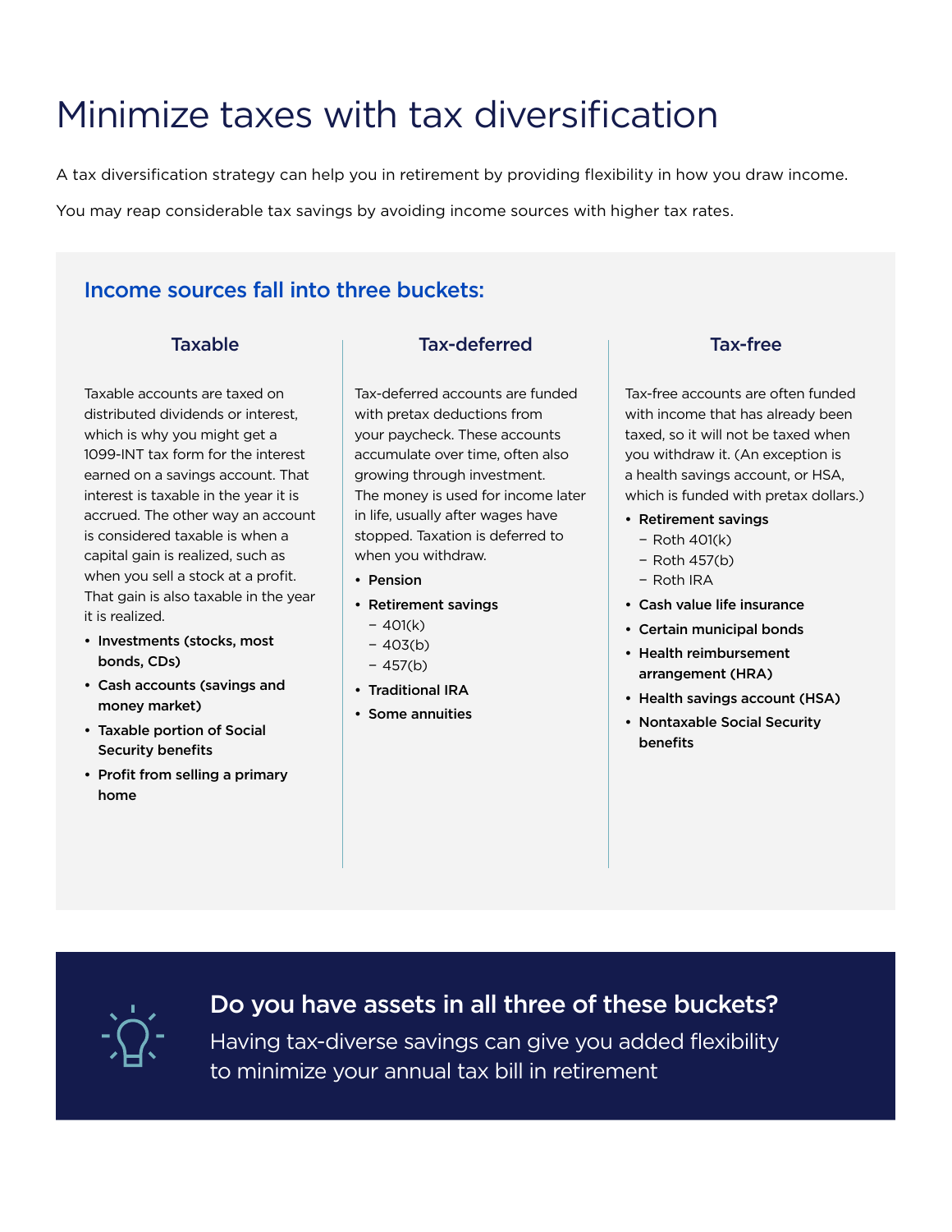# Minimize taxes with tax diversification

A tax diversification strategy can help you in retirement by providing flexibility in how you draw income.

You may reap considerable tax savings by avoiding income sources with higher tax rates.

## Income sources fall into three buckets:

### Taxable

Taxable accounts are taxed on distributed dividends or interest, which is why you might get a 1099-INT tax form for the interest earned on a savings account. That interest is taxable in the year it is accrued. The other way an account is considered taxable is when a capital gain is realized, such as when you sell a stock at a profit. That gain is also taxable in the year it is realized.

- **Investments (stocks, most bonds, CDs)**
- **Cash accounts (savings and money market)**
- **Taxable portion of Social Security benefits**
- **Profit from selling a primary home**

### Tax-deferred

Tax-deferred accounts are funded with pretax deductions from your paycheck. These accounts accumulate over time, often also growing through investment. The money is used for income later in life, usually after wages have stopped. Taxation is deferred to when you withdraw.

- **Pension**
- **Retirement savings**
  - 401(k)
  - 403(b)
  - 457(b)
- **Traditional IRA**
- **Some annuities**

### Tax-free

Tax-free accounts are often funded with income that has already been taxed, so it will not be taxed when you withdraw it. (An exception is a health savings account, or HSA, which is funded with pretax dollars.)

- **Retirement savings**
  - Roth 401(k)
  - Roth 457(b)
  - Roth IRA
- **Cash value life insurance**
- **Certain municipal bonds**
- **Health reimbursement arrangement (HRA)**
- **Health savings account (HSA)**
- **Nontaxable Social Security benefits**

**Do you have assets in all three of these buckets?**

Having tax-diverse savings can give you added flexibility to minimize your annual tax bill in retirement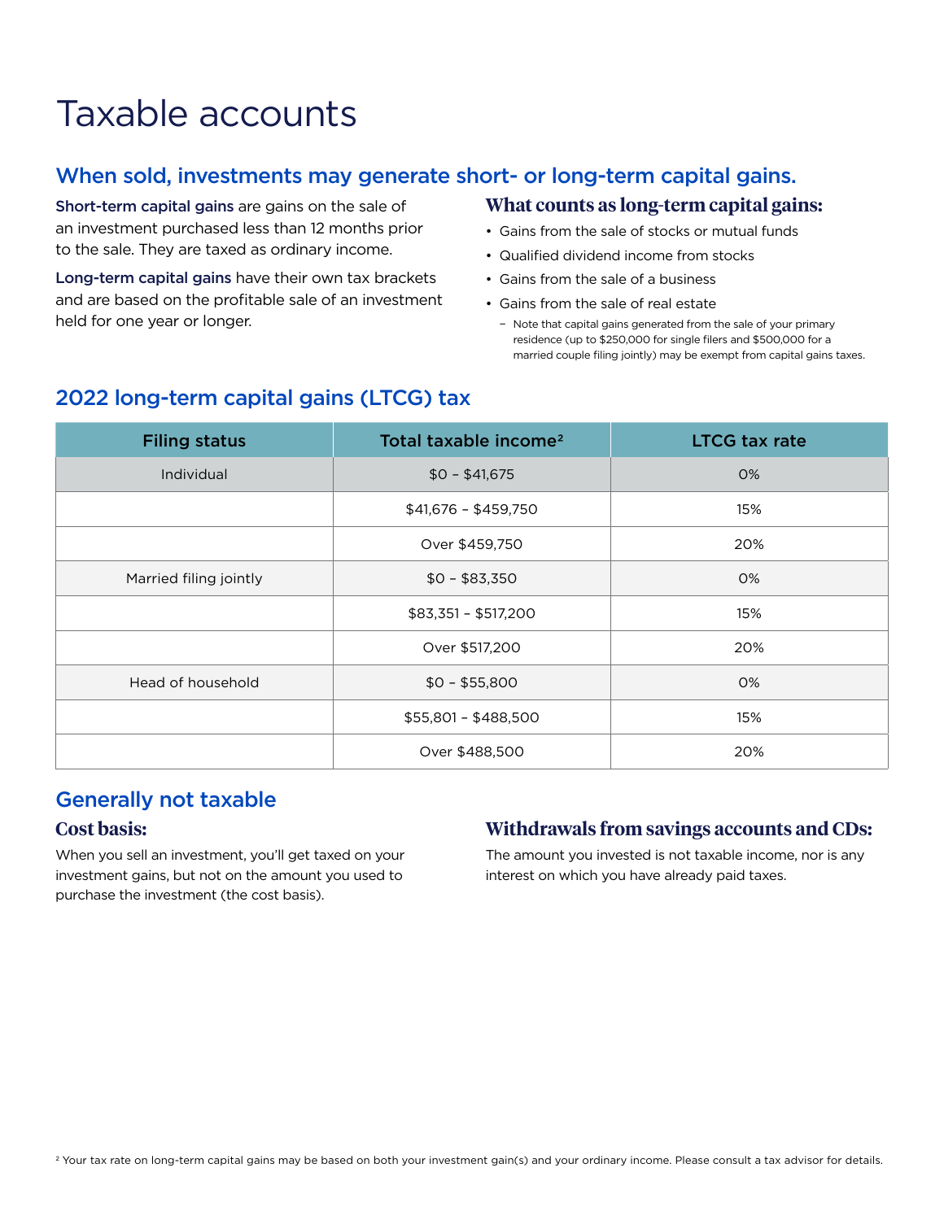# Taxable accounts

## When sold, investments may generate short- or long-term capital gains.

**Short-term capital gains** are gains on the sale of an investment purchased less than 12 months prior to the sale. They are taxed as ordinary income.

**Long-term capital gains** have their own tax brackets and are based on the profitable sale of an investment held for one year or longer.

### What counts as long-term capital gains:

- Gains from the sale of stocks or mutual funds
- Qualified dividend income from stocks
- Gains from the sale of a business
- Gains from the sale of real estate
  - Note that capital gains generated from the sale of your primary residence (up to $250,000 for single filers and $500,000 for a married couple filing jointly) may be exempt from capital gains taxes.

## 2022 long-term capital gains (LTCG) tax

| Filing status | Total taxable income[2] | LTCG tax rate |
|---|---|---|
| Individual | $0 – $41,675 | 0% |
| | $41,676 – $459,750 | 15% |
| | Over $459,750 | 20% |
| Married filing jointly | $0 – $83,350 | 0% |
| | $83,351 – $517,200 | 15% |
| | Over $517,200 | 20% |
| Head of household | $0 – $55,800 | 0% |
| | $55,801 – $488,500 | 15% |
| | Over $488,500 | 20% |

## Generally not taxable

### Cost basis:

When you sell an investment, you'll get taxed on your investment gains, but not on the amount you used to purchase the investment (the cost basis).

### Withdrawals from savings accounts and CDs:

The amount you invested is not taxable income, nor is any interest on which you have already paid taxes.

[2] Your tax rate on long-term capital gains may be based on both your investment gain(s) and your ordinary income. Please consult a tax advisor for details.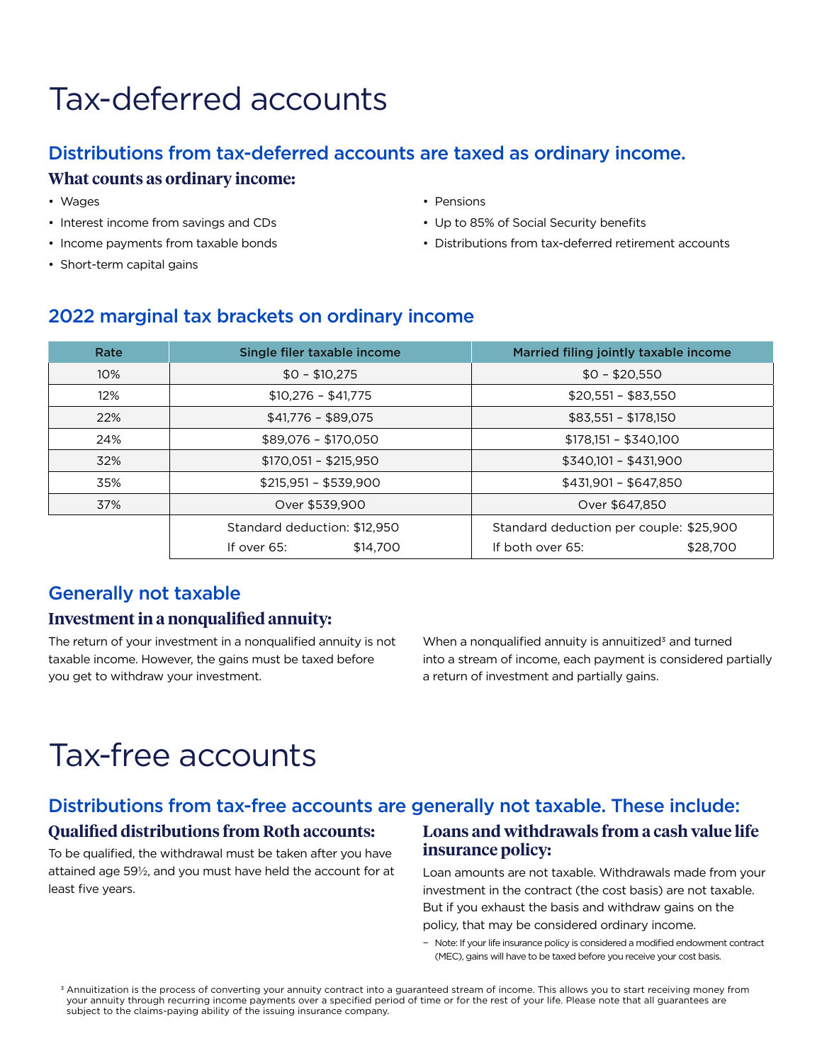# Tax-deferred accounts

## Distributions from tax-deferred accounts are taxed as ordinary income.

### What counts as ordinary income:

- Wages
- Interest income from savings and CDs
- Income payments from taxable bonds
- Short-term capital gains
- Pensions
- Up to 85% of Social Security benefits
- Distributions from tax-deferred retirement accounts

## 2022 marginal tax brackets on ordinary income

| Rate | Single filer taxable income | Married filing jointly taxable income |
|---|---|---|
| 10% | $0 – $10,275 | $0 – $20,550 |
| 12% | $10,276 – $41,775 | $20,551 – $83,550 |
| 22% | $41,776 – $89,075 | $83,551 – $178,150 |
| 24% | $89,076 – $170,050 | $178,151 – $340,100 |
| 32% | $170,051 – $215,950 | $340,101 – $431,900 |
| 35% | $215,951 – $539,900 | $431,901 – $647,850 |
| 37% | Over $539,900 | Over $647,850 |
| | Standard deduction: $12,950<br>If over 65: $14,700 | Standard deduction per couple: $25,900<br>If both over 65: $28,700 |

## Generally not taxable

### Investment in a nonqualified annuity:

The return of your investment in a nonqualified annuity is not taxable income. However, the gains must be taxed before you get to withdraw your investment.

When a nonqualified annuity is annuitized[3] and turned into a stream of income, each payment is considered partially a return of investment and partially gains.

# Tax-free accounts

## Distributions from tax-free accounts are generally not taxable. These include:

### Qualified distributions from Roth accounts:

To be qualified, the withdrawal must be taken after you have attained age 59½, and you must have held the account for at least five years.

### Loans and withdrawals from a cash value life insurance policy:

Loan amounts are not taxable. Withdrawals made from your investment in the contract (the cost basis) are not taxable. But if you exhaust the basis and withdraw gains on the policy, that may be considered ordinary income.

– Note: If your life insurance policy is considered a modified endowment contract (MEC), gains will have to be taxed before you receive your cost basis.

[3] Annuitization is the process of converting your annuity contract into a guaranteed stream of income. This allows you to start receiving money from your annuity through recurring income payments over a specified period of time or for the rest of your life. Please note that all guarantees are subject to the claims-paying ability of the issuing insurance company.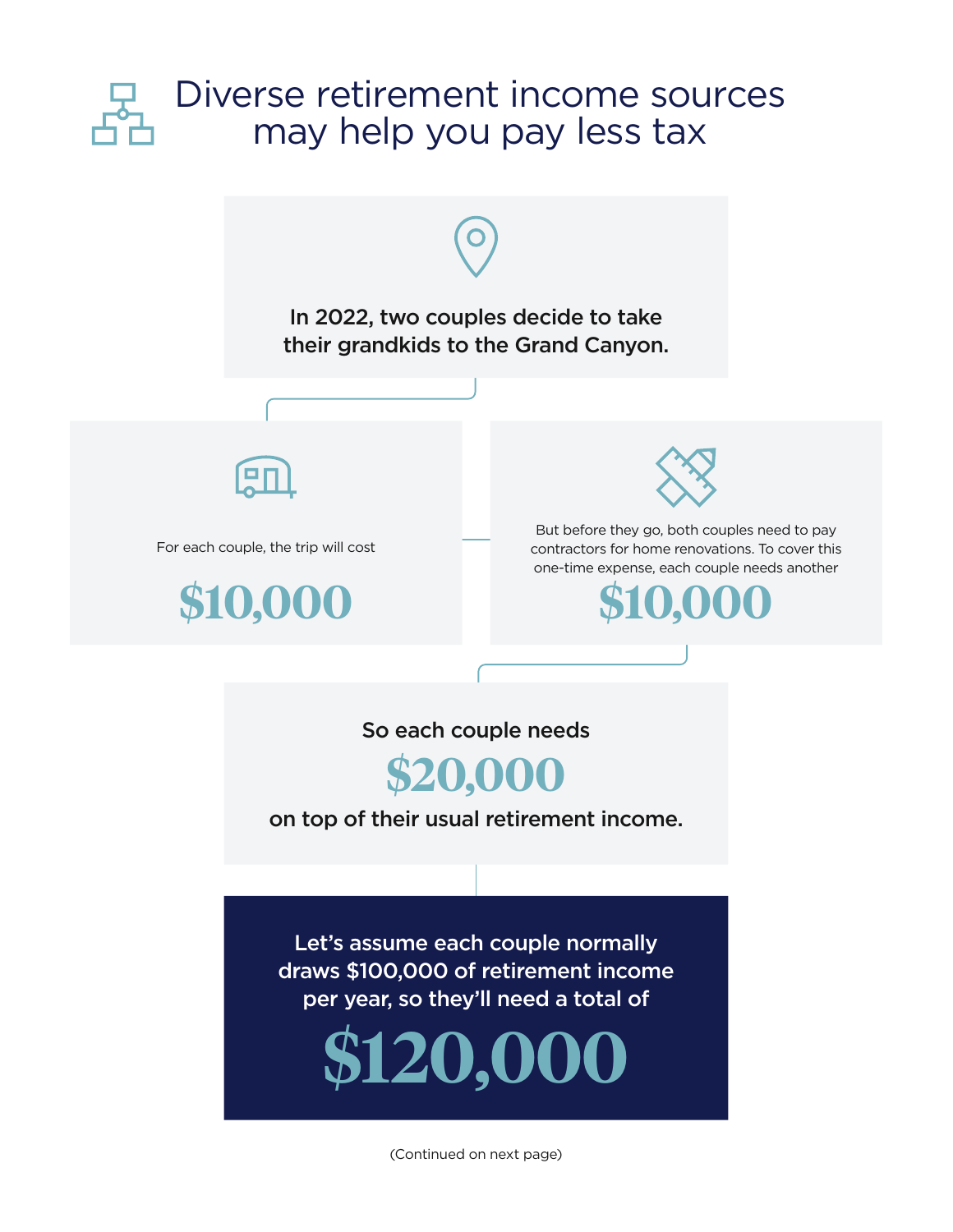# Diverse retirement income sources may help you pay less tax

**In 2022, two couples decide to take their grandkids to the Grand Canyon.**

For each couple, the trip will cost

**$10,000**

But before they go, both couples need to pay contractors for home renovations. To cover this one-time expense, each couple needs another

**$10,000**

So each couple needs

**$20,000**

on top of their usual retirement income.

**Let's assume each couple normally draws $100,000 of retirement income per year, so they'll need a total of**

**$120,000**

(Continued on next page)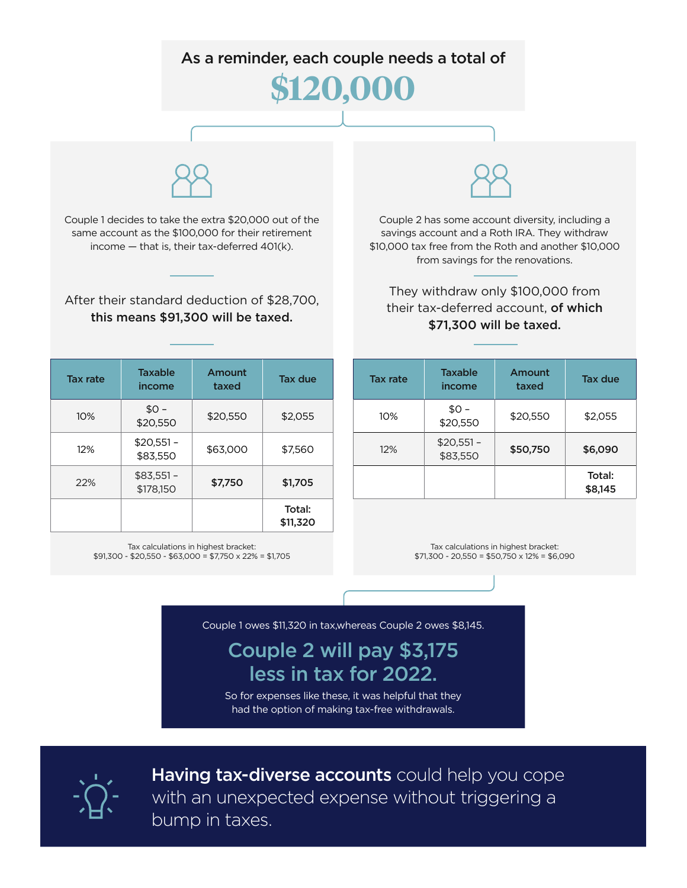As a reminder, each couple needs a total of

# $120,000

Couple 1 decides to take the extra $20,000 out of the same account as the $100,000 for their retirement income — that is, their tax-deferred 401(k).

After their standard deduction of $28,700, **this means $91,300 will be taxed.**

| Tax rate | Taxable income | Amount taxed | Tax due |
|---|---|---|---|
| 10% | $0 – $20,550 | $20,550 | $2,055 |
| 12% | $20,551 – $83,550 | $63,000 | $7,560 |
| 22% | $83,551 – $178,150 | **$7,750** | **$1,705** |
| | | | **Total: $11,320** |

Tax calculations in highest bracket:
$91,300 - $20,550 - $63,000 = $7,750 x 22% = $1,705

Couple 2 has some account diversity, including a savings account and a Roth IRA. They withdraw $10,000 tax free from the Roth and another $10,000 from savings for the renovations.

They withdraw only $100,000 from their tax-deferred account, **of which $71,300 will be taxed.**

| Tax rate | Taxable income | Amount taxed | Tax due |
|---|---|---|---|
| 10% | $0 – $20,550 | $20,550 | $2,055 |
| 12% | $20,551 – $83,550 | **$50,750** | **$6,090** |
| | | | **Total: $8,145** |

Tax calculations in highest bracket:
$71,300 - 20,550 = $50,750 x 12% = $6,090

Couple 1 owes $11,320 in tax,whereas Couple 2 owes $8,145.

## Couple 2 will pay $3,175 less in tax for 2022.

So for expenses like these, it was helpful that they had the option of making tax-free withdrawals.

**Having tax-diverse accounts** could help you cope with an unexpected expense without triggering a bump in taxes.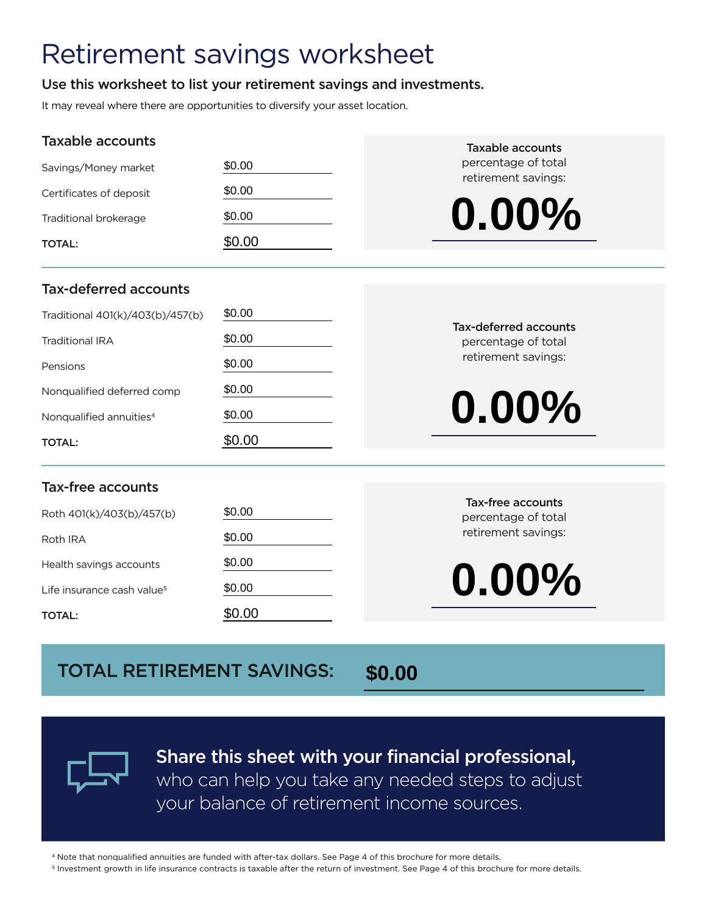# Retirement savings worksheet

**Use this worksheet to list your retirement savings and investments.**

It may reveal where there are opportunities to diversify your asset location.

## Taxable accounts

| | |
|---|---|
| Savings/Money market | $0.00 |
| Certificates of deposit | $0.00 |
| Traditional brokerage | $0.00 |
| **TOTAL:** | $0.00 |

**Taxable accounts** percentage of total retirement savings:

**0.00%**

## Tax-deferred accounts

| | |
|---|---|
| Traditional 401(k)/403(b)/457(b) | $0.00 |
| Traditional IRA | $0.00 |
| Pensions | $0.00 |
| Nonqualified deferred comp | $0.00 |
| Nonqualified annuities[4] | $0.00 |
| **TOTAL:** | $0.00 |

**Tax-deferred accounts** percentage of total retirement savings:

**0.00%**

## Tax-free accounts

| | |
|---|---|
| Roth 401(k)/403(b)/457(b) | $0.00 |
| Roth IRA | $0.00 |
| Health savings accounts | $0.00 |
| Life insurance cash value[5] | $0.00 |
| **TOTAL:** | $0.00 |

**Tax-free accounts** percentage of total retirement savings:

**0.00%**

## TOTAL RETIREMENT SAVINGS: **$0.00**

**Share this sheet with your financial professional,** who can help you take any needed steps to adjust your balance of retirement income sources.

[4] Note that nonqualified annuities are funded with after-tax dollars. See Page 4 of this brochure for more details.

[5] Investment growth in life insurance contracts is taxable after the return of investment. See Page 4 of this brochure for more details.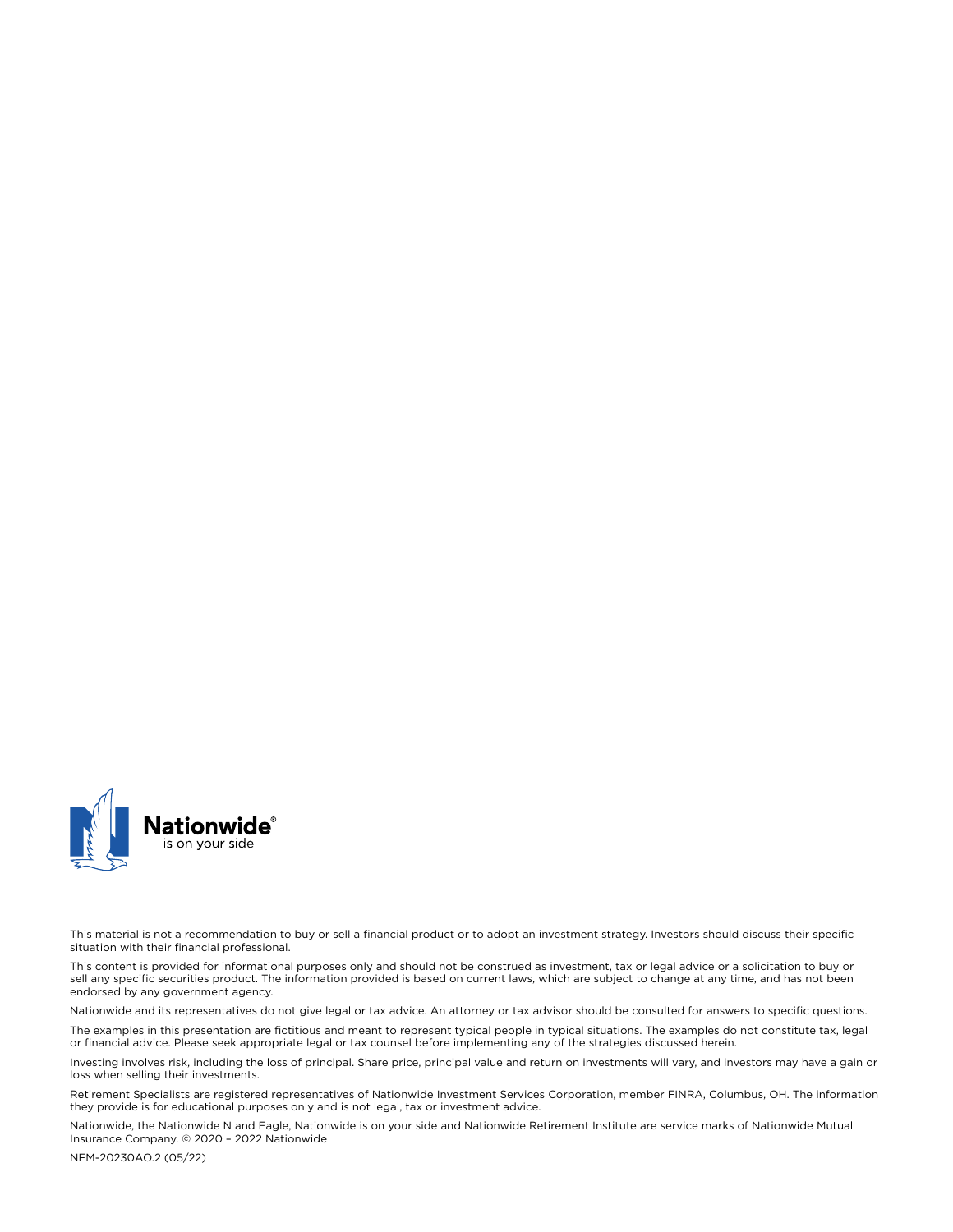Nationwide®
is on your side

This material is not a recommendation to buy or sell a financial product or to adopt an investment strategy. Investors should discuss their specific situation with their financial professional.

This content is provided for informational purposes only and should not be construed as investment, tax or legal advice or a solicitation to buy or sell any specific securities product. The information provided is based on current laws, which are subject to change at any time, and has not been endorsed by any government agency.

Nationwide and its representatives do not give legal or tax advice. An attorney or tax advisor should be consulted for answers to specific questions.

The examples in this presentation are fictitious and meant to represent typical people in typical situations. The examples do not constitute tax, legal or financial advice. Please seek appropriate legal or tax counsel before implementing any of the strategies discussed herein.

Investing involves risk, including the loss of principal. Share price, principal value and return on investments will vary, and investors may have a gain or loss when selling their investments.

Retirement Specialists are registered representatives of Nationwide Investment Services Corporation, member FINRA, Columbus, OH. The information they provide is for educational purposes only and is not legal, tax or investment advice.

Nationwide, the Nationwide N and Eagle, Nationwide is on your side and Nationwide Retirement Institute are service marks of Nationwide Mutual Insurance Company. © 2020 – 2022 Nationwide

NFM-20230AO.2 (05/22)